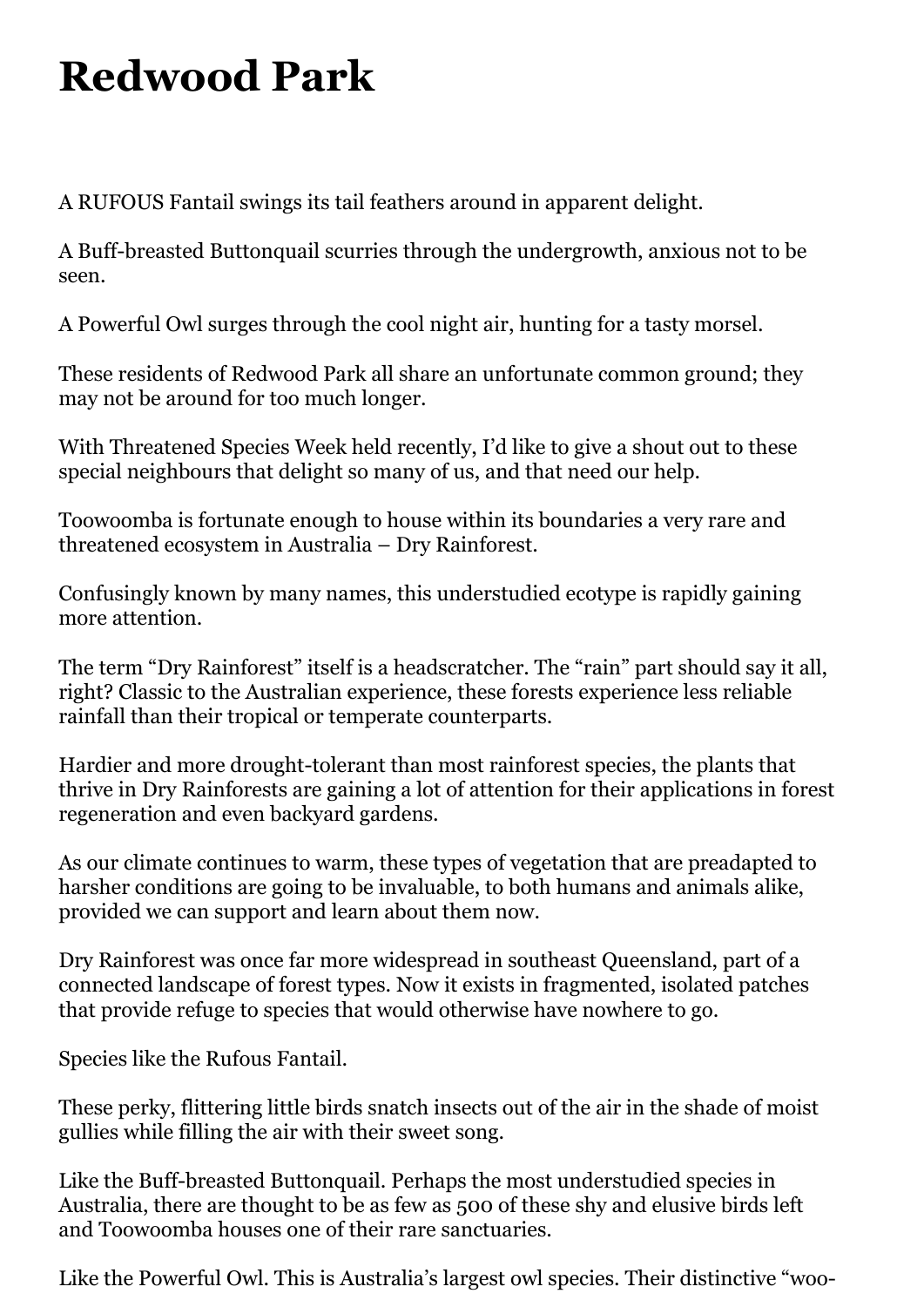# Redwood Park

A RUFOUS Fantail swings its tail feathers around in apparent delight.

A Buff-breasted Buttonquail scurries through the undergrowth, anxious not to be seen.

A Powerful Owl surges through the cool night air, hunting for a tasty morsel.

These residents of Redwood Park all share an unfortunate common ground; they may not be around for too much longer.

With Threatened Species Week held recently, I'd like to give a shout out to these special neighbours that delight so many of us, and that need our help.

Toowoomba is fortunate enough to house within its boundaries a very rare and threatened ecosystem in Australia – Dry Rainforest.

Confusingly known by many names, this understudied ecotype is rapidly gaining more attention.

The term "Dry Rainforest" itself is a headscratcher. The "rain" part should say it all, right? Classic to the Australian experience, these forests experience less reliable rainfall than their tropical or temperate counterparts.

Hardier and more drought-tolerant than most rainforest species, the plants that thrive in Dry Rainforests are gaining a lot of attention for their applications in forest regeneration and even backyard gardens.

As our climate continues to warm, these types of vegetation that are preadapted to harsher conditions are going to be invaluable, to both humans and animals alike, provided we can support and learn about them now.

Dry Rainforest was once far more widespread in southeast Queensland, part of a connected landscape of forest types. Now it exists in fragmented, isolated patches that provide refuge to species that would otherwise have nowhere to go.

Species like the Rufous Fantail.

These perky, flittering little birds snatch insects out of the air in the shade of moist gullies while filling the air with their sweet song.

Like the Buff-breasted Buttonquail. Perhaps the most understudied species in Australia, there are thought to be as few as 500 of these shy and elusive birds left and Toowoomba houses one of their rare sanctuaries.

Like the Powerful Owl. This is Australia's largest owl species. Their distinctive "woo-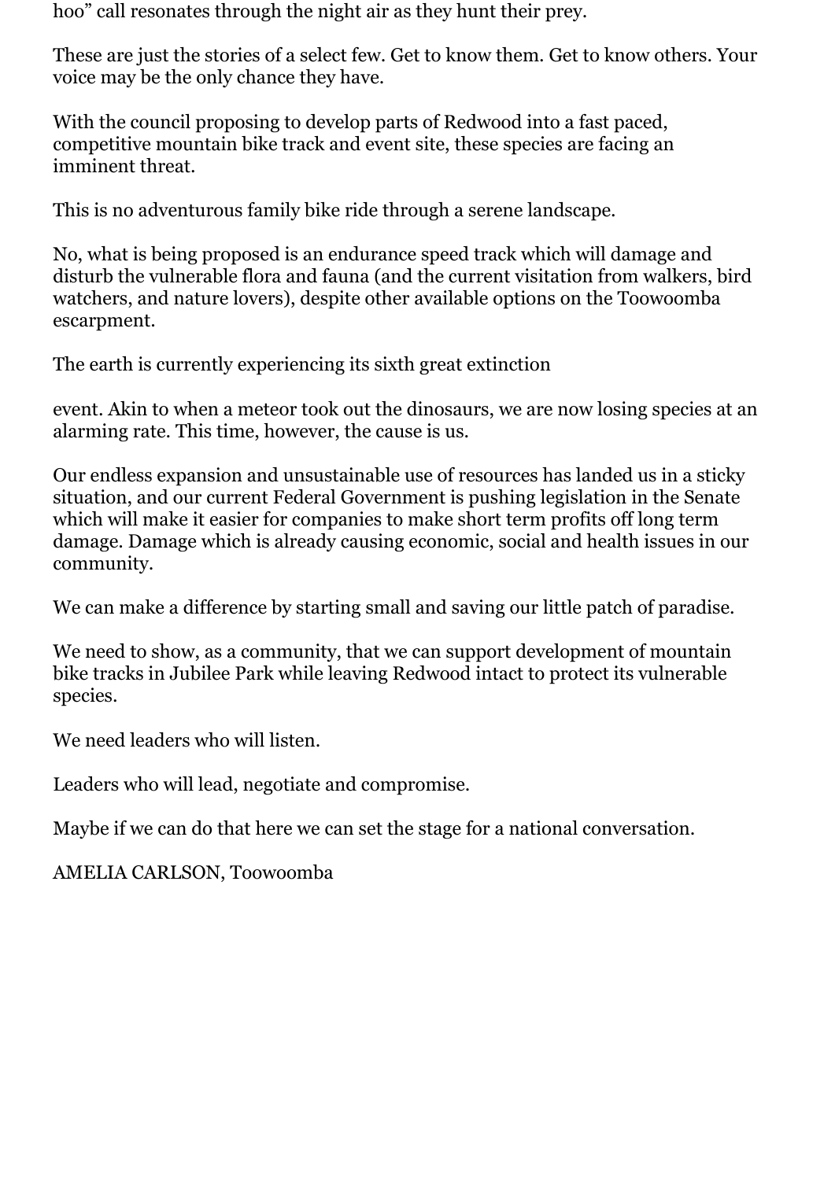hoo” call resonates through the night air as they hunt their prey.

These are just the stories of a select few. Get to know them. Get to know others. Your voice may be the only chance they have.

With the council proposing to develop parts of Redwood into a fast paced, competitive mountain bike track and event site, these species are facing an imminent threat.

This is no adventurous family bike ride through a serene landscape.

No, what is being proposed is an endurance speed track which will damage and disturb the vulnerable flora and fauna (and the current visitation from walkers, bird watchers, and nature lovers), despite other available options on the Toowoomba escarpment.

The earth is currently experiencing its sixth great extinction

event. Akin to when a meteor took out the dinosaurs, we are now losing species at an alarming rate. This time, however, the cause is us.

Our endless expansion and unsustainable use of resources has landed us in a sticky situation, and our current Federal Government is pushing legislation in the Senate which will make it easier for companies to make short term profits off long term damage. Damage which is already causing economic, social and health issues in our community.

We can make a difference by starting small and saving our little patch of paradise.

We need to show, as a community, that we can support development of mountain bike tracks in Jubilee Park while leaving Redwood intact to protect its vulnerable species.

We need leaders who will listen.

Leaders who will lead, negotiate and compromise.

Maybe if we can do that here we can set the stage for a national conversation.

AMELIA CARLSON, Toowoomba